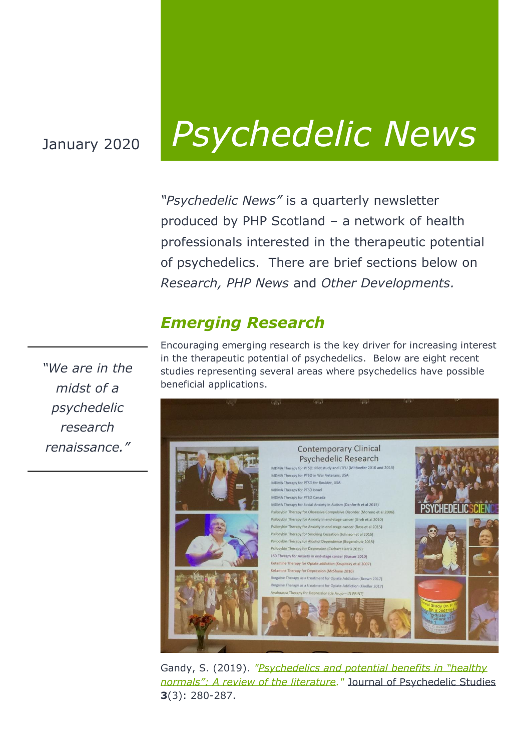January 2020

# Psychedelic News

*"Psychedelic News"* is a quarterly newsletter produced by PHP Scotland – a network of health professionals interested in the therapeutic potential of psychedelics. There are brief sections below on *Research, PHP News* and *Other Developments.*

## *Emerging Research*

*"We are in the midst of a psychedelic research renaissance."*

Encouraging emerging research is the key driver for increasing interest in the therapeutic potential of psychedelics. Below are eight recent studies representing several areas where psychedelics have possible beneficial applications.

Gandy, S. (2019). *"Psychedelics and potential benefits in "healthy normals": A review of the literature."* Journal of Psychedelic Studies **3**(3): 280-287.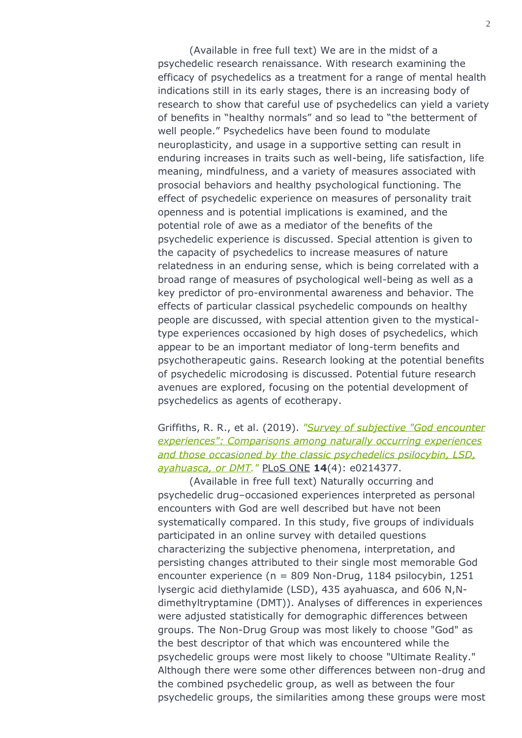(Available in free full text) We are in the midst of a psychedelic research renaissance. With research examining the efficacy of psychedelics as a treatment for a range of mental health indications still in its early stages, there is an increasing body of research to show that careful use of psychedelics can yield a variety of benefits in "healthy normals" and so lead to "the betterment of well people." Psychedelics have been found to modulate neuroplasticity, and usage in a supportive setting can result in enduring increases in traits such as well-being, life satisfaction, life meaning, mindfulness, and a variety of measures associated with prosocial behaviors and healthy psychological functioning. The effect of psychedelic experience on measures of personality trait openness and is potential implications is examined, and the potential role of awe as a mediator of the benefits of the psychedelic experience is discussed. Special attention is given to the capacity of psychedelics to increase measures of nature relatedness in an enduring sense, which is being correlated with a broad range of measures of psychological well-being as well as a key predictor of pro-environmental awareness and behavior. The effects of particular classical psychedelic compounds on healthy people are discussed, with special attention given to the mystical-type experiences occasioned by high doses of psychedelics, which appear to be an important mediator of long-term benefits and psychotherapeutic gains. Research looking at the potential benefits of psychedelic microdosing is discussed. Potential future research avenues are explored, focusing on the potential development of psychedelics as agents of ecotherapy.

Griffiths, R. R., et al. (2019). *"Survey of subjective "God encounter experiences": Comparisons among naturally occurring experiences and those occasioned by the classic psychedelics psilocybin, LSD, ayahuasca, or DMT."* PLoS ONE **14**(4): e0214377.

(Available in free full text) Naturally occurring and psychedelic drug–occasioned experiences interpreted as personal encounters with God are well described but have not been systematically compared. In this study, five groups of individuals participated in an online survey with detailed questions characterizing the subjective phenomena, interpretation, and persisting changes attributed to their single most memorable God encounter experience (n = 809 Non-Drug, 1184 psilocybin, 1251 lysergic acid diethylamide (LSD), 435 ayahuasca, and 606 N,N-dimethyltryptamine (DMT)). Analyses of differences in experiences were adjusted statistically for demographic differences between groups. The Non-Drug Group was most likely to choose "God" as the best descriptor of that which was encountered while the psychedelic groups were most likely to choose "Ultimate Reality." Although there were some other differences between non-drug and the combined psychedelic group, as well as between the four psychedelic groups, the similarities among these groups were most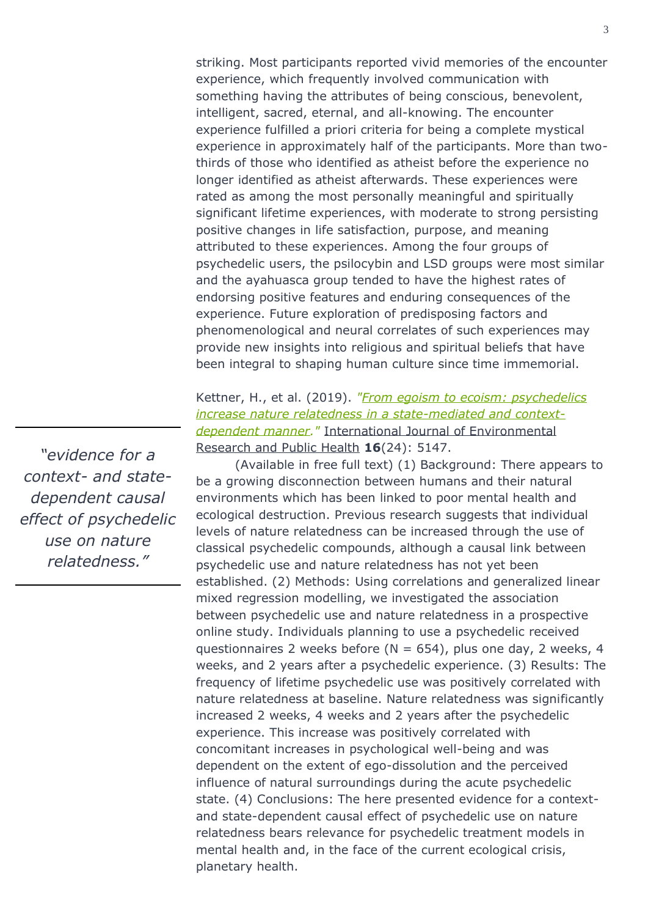striking. Most participants reported vivid memories of the encounter experience, which frequently involved communication with something having the attributes of being conscious, benevolent, intelligent, sacred, eternal, and all-knowing. The encounter experience fulfilled a priori criteria for being a complete mystical experience in approximately half of the participants. More than two-thirds of those who identified as atheist before the experience no longer identified as atheist afterwards. These experiences were rated as among the most personally meaningful and spiritually significant lifetime experiences, with moderate to strong persisting positive changes in life satisfaction, purpose, and meaning attributed to these experiences. Among the four groups of psychedelic users, the psilocybin and LSD groups were most similar and the ayahuasca group tended to have the highest rates of endorsing positive features and enduring consequences of the experience. Future exploration of predisposing factors and phenomenological and neural correlates of such experiences may provide new insights into religious and spiritual beliefs that have been integral to shaping human culture since time immemorial.

Kettner, H., et al. (2019). *"From egoism to ecoism: psychedelics increase nature relatedness in a state-mediated and context-dependent manner."* International Journal of Environmental Research and Public Health **16**(24): 5147.

*"evidence for a context- and state-dependent causal effect of psychedelic use on nature relatedness."*

(Available in free full text) (1) Background: There appears to be a growing disconnection between humans and their natural environments which has been linked to poor mental health and ecological destruction. Previous research suggests that individual levels of nature relatedness can be increased through the use of classical psychedelic compounds, although a causal link between psychedelic use and nature relatedness has not yet been established. (2) Methods: Using correlations and generalized linear mixed regression modelling, we investigated the association between psychedelic use and nature relatedness in a prospective online study. Individuals planning to use a psychedelic received questionnaires 2 weeks before (N = 654), plus one day, 2 weeks, 4 weeks, and 2 years after a psychedelic experience. (3) Results: The frequency of lifetime psychedelic use was positively correlated with nature relatedness at baseline. Nature relatedness was significantly increased 2 weeks, 4 weeks and 2 years after the psychedelic experience. This increase was positively correlated with concomitant increases in psychological well-being and was dependent on the extent of ego-dissolution and the perceived influence of natural surroundings during the acute psychedelic state. (4) Conclusions: The here presented evidence for a context- and state-dependent causal effect of psychedelic use on nature relatedness bears relevance for psychedelic treatment models in mental health and, in the face of the current ecological crisis, planetary health.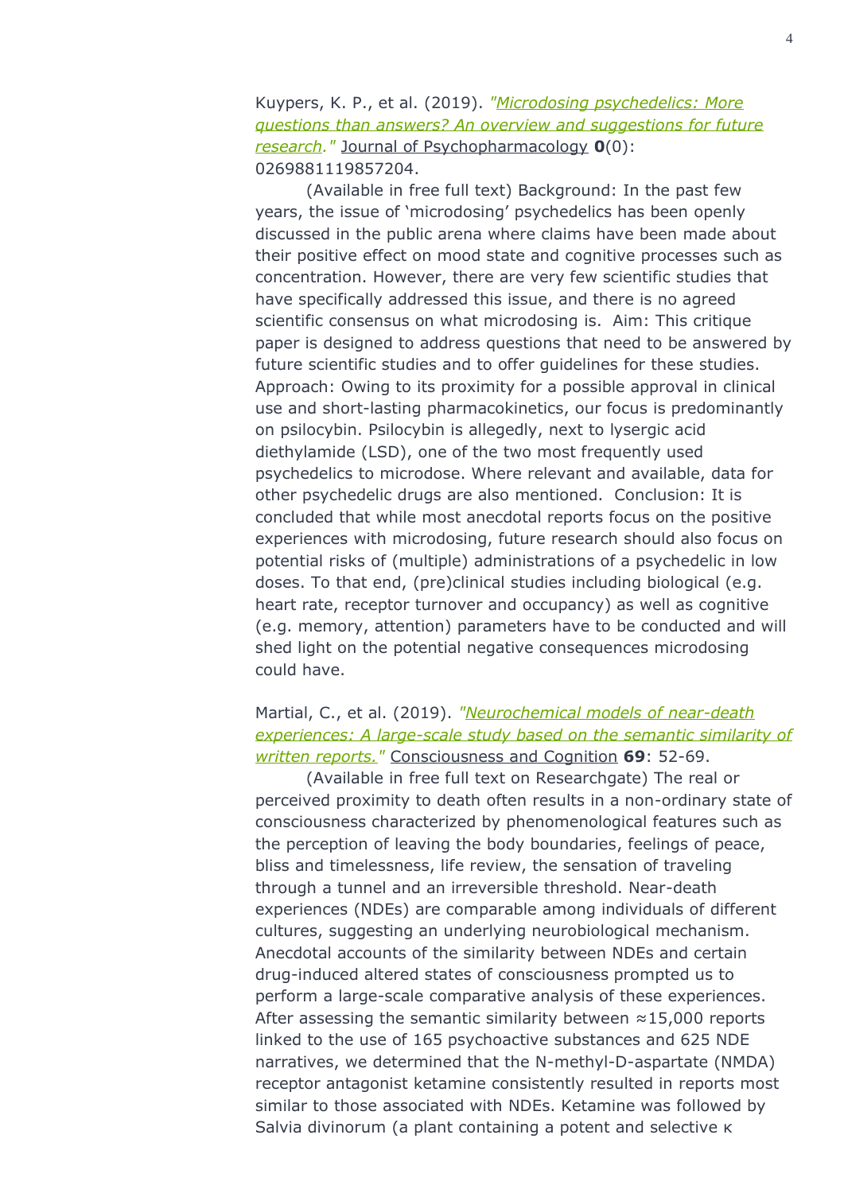Kuypers, K. P., et al. (2019). *"[Microdosing psychedelics: More questions than answers? An overview and suggestions for future research](#)."* Journal of Psychopharmacology **0**(0): 0269881119857204.

(Available in free full text) Background: In the past few years, the issue of 'microdosing' psychedelics has been openly discussed in the public arena where claims have been made about their positive effect on mood state and cognitive processes such as concentration. However, there are very few scientific studies that have specifically addressed this issue, and there is no agreed scientific consensus on what microdosing is. Aim: This critique paper is designed to address questions that need to be answered by future scientific studies and to offer guidelines for these studies. Approach: Owing to its proximity for a possible approval in clinical use and short-lasting pharmacokinetics, our focus is predominantly on psilocybin. Psilocybin is allegedly, next to lysergic acid diethylamide (LSD), one of the two most frequently used psychedelics to microdose. Where relevant and available, data for other psychedelic drugs are also mentioned. Conclusion: It is concluded that while most anecdotal reports focus on the positive experiences with microdosing, future research should also focus on potential risks of (multiple) administrations of a psychedelic in low doses. To that end, (pre)clinical studies including biological (e.g. heart rate, receptor turnover and occupancy) as well as cognitive (e.g. memory, attention) parameters have to be conducted and will shed light on the potential negative consequences microdosing could have.

Martial, C., et al. (2019). *"[Neurochemical models of near-death experiences: A large-scale study based on the semantic similarity of written reports.](#)"* Consciousness and Cognition **69**: 52-69.

(Available in free full text on Researchgate) The real or perceived proximity to death often results in a non-ordinary state of consciousness characterized by phenomenological features such as the perception of leaving the body boundaries, feelings of peace, bliss and timelessness, life review, the sensation of traveling through a tunnel and an irreversible threshold. Near-death experiences (NDEs) are comparable among individuals of different cultures, suggesting an underlying neurobiological mechanism. Anecdotal accounts of the similarity between NDEs and certain drug-induced altered states of consciousness prompted us to perform a large-scale comparative analysis of these experiences. After assessing the semantic similarity between ≈15,000 reports linked to the use of 165 psychoactive substances and 625 NDE narratives, we determined that the N-methyl-D-aspartate (NMDA) receptor antagonist ketamine consistently resulted in reports most similar to those associated with NDEs. Ketamine was followed by Salvia divinorum (a plant containing a potent and selective κ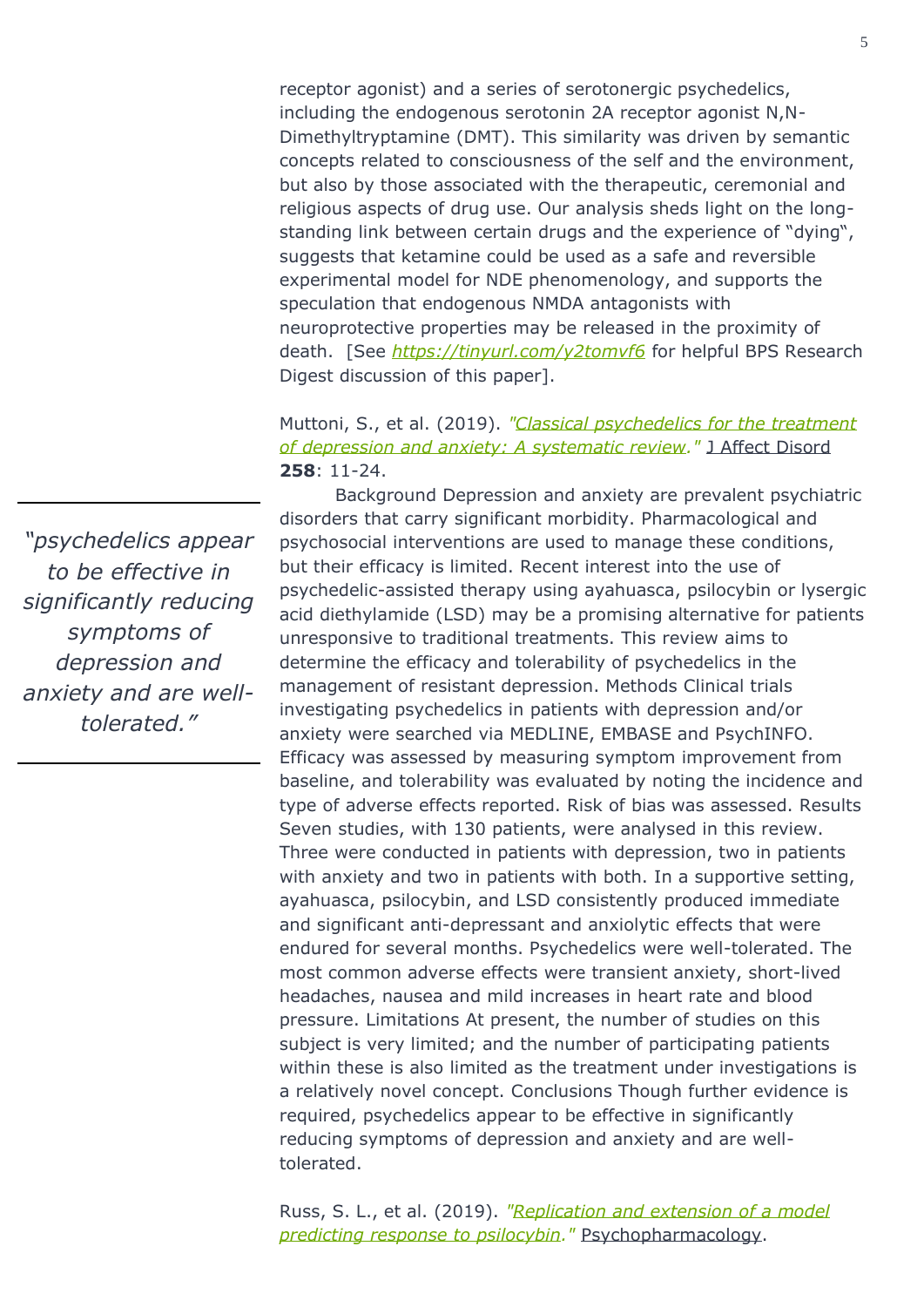receptor agonist) and a series of serotonergic psychedelics, including the endogenous serotonin 2A receptor agonist N,N-Dimethyltryptamine (DMT). This similarity was driven by semantic concepts related to consciousness of the self and the environment, but also by those associated with the therapeutic, ceremonial and religious aspects of drug use. Our analysis sheds light on the long-standing link between certain drugs and the experience of "dying", suggests that ketamine could be used as a safe and reversible experimental model for NDE phenomenology, and supports the speculation that endogenous NMDA antagonists with neuroprotective properties may be released in the proximity of death. [See *https://tinyurl.com/y2tomvf6* for helpful BPS Research Digest discussion of this paper].

Muttoni, S., et al. (2019). *"Classical psychedelics for the treatment of depression and anxiety: A systematic review."* J Affect Disord **258**: 11-24.

> *"psychedelics appear to be effective in significantly reducing symptoms of depression and anxiety and are well-tolerated."*

Background Depression and anxiety are prevalent psychiatric disorders that carry significant morbidity. Pharmacological and psychosocial interventions are used to manage these conditions, but their efficacy is limited. Recent interest into the use of psychedelic-assisted therapy using ayahuasca, psilocybin or lysergic acid diethylamide (LSD) may be a promising alternative for patients unresponsive to traditional treatments. This review aims to determine the efficacy and tolerability of psychedelics in the management of resistant depression. Methods Clinical trials investigating psychedelics in patients with depression and/or anxiety were searched via MEDLINE, EMBASE and PsychINFO. Efficacy was assessed by measuring symptom improvement from baseline, and tolerability was evaluated by noting the incidence and type of adverse effects reported. Risk of bias was assessed. Results Seven studies, with 130 patients, were analysed in this review. Three were conducted in patients with depression, two in patients with anxiety and two in patients with both. In a supportive setting, ayahuasca, psilocybin, and LSD consistently produced immediate and significant anti-depressant and anxiolytic effects that were endured for several months. Psychedelics were well-tolerated. The most common adverse effects were transient anxiety, short-lived headaches, nausea and mild increases in heart rate and blood pressure. Limitations At present, the number of studies on this subject is very limited; and the number of participating patients within these is also limited as the treatment under investigations is a relatively novel concept. Conclusions Though further evidence is required, psychedelics appear to be effective in significantly reducing symptoms of depression and anxiety and are well-tolerated.

Russ, S. L., et al. (2019). *"Replication and extension of a model predicting response to psilocybin."* Psychopharmacology.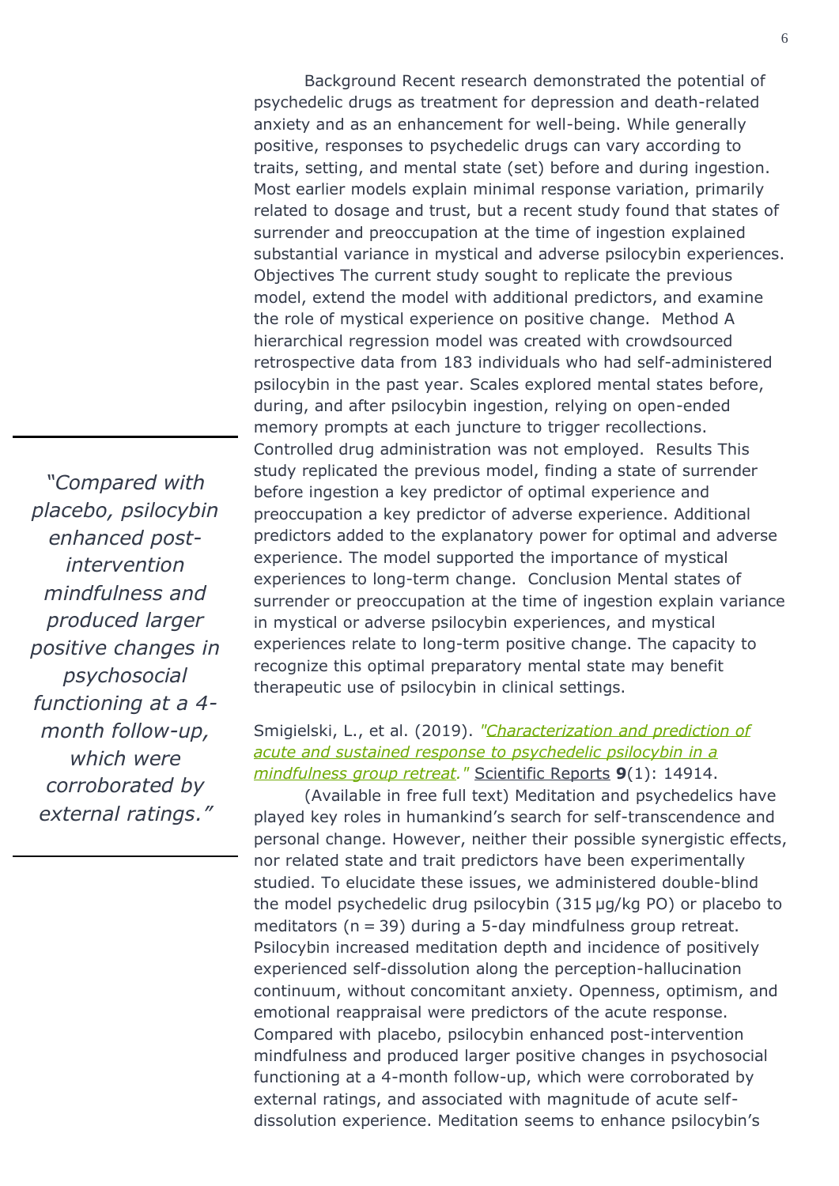Background Recent research demonstrated the potential of psychedelic drugs as treatment for depression and death-related anxiety and as an enhancement for well-being. While generally positive, responses to psychedelic drugs can vary according to traits, setting, and mental state (set) before and during ingestion. Most earlier models explain minimal response variation, primarily related to dosage and trust, but a recent study found that states of surrender and preoccupation at the time of ingestion explained substantial variance in mystical and adverse psilocybin experiences. Objectives The current study sought to replicate the previous model, extend the model with additional predictors, and examine the role of mystical experience on positive change. Method A hierarchical regression model was created with crowdsourced retrospective data from 183 individuals who had self-administered psilocybin in the past year. Scales explored mental states before, during, and after psilocybin ingestion, relying on open-ended memory prompts at each juncture to trigger recollections. Controlled drug administration was not employed. Results This study replicated the previous model, finding a state of surrender before ingestion a key predictor of optimal experience and preoccupation a key predictor of adverse experience. Additional predictors added to the explanatory power for optimal and adverse experience. The model supported the importance of mystical experiences to long-term change. Conclusion Mental states of surrender or preoccupation at the time of ingestion explain variance in mystical or adverse psilocybin experiences, and mystical experiences relate to long-term positive change. The capacity to recognize this optimal preparatory mental state may benefit therapeutic use of psilocybin in clinical settings.

*"Compared with placebo, psilocybin enhanced post-intervention mindfulness and produced larger positive changes in psychosocial functioning at a 4-month follow-up, which were corroborated by external ratings."*

Smigielski, L., et al. (2019). *"Characterization and prediction of acute and sustained response to psychedelic psilocybin in a mindfulness group retreat."* Scientific Reports **9**(1): 14914.

(Available in free full text) Meditation and psychedelics have played key roles in humankind's search for self-transcendence and personal change. However, neither their possible synergistic effects, nor related state and trait predictors have been experimentally studied. To elucidate these issues, we administered double-blind the model psychedelic drug psilocybin (315 µg/kg PO) or placebo to meditators (n = 39) during a 5-day mindfulness group retreat. Psilocybin increased meditation depth and incidence of positively experienced self-dissolution along the perception-hallucination continuum, without concomitant anxiety. Openness, optimism, and emotional reappraisal were predictors of the acute response. Compared with placebo, psilocybin enhanced post-intervention mindfulness and produced larger positive changes in psychosocial functioning at a 4-month follow-up, which were corroborated by external ratings, and associated with magnitude of acute self-dissolution experience. Meditation seems to enhance psilocybin's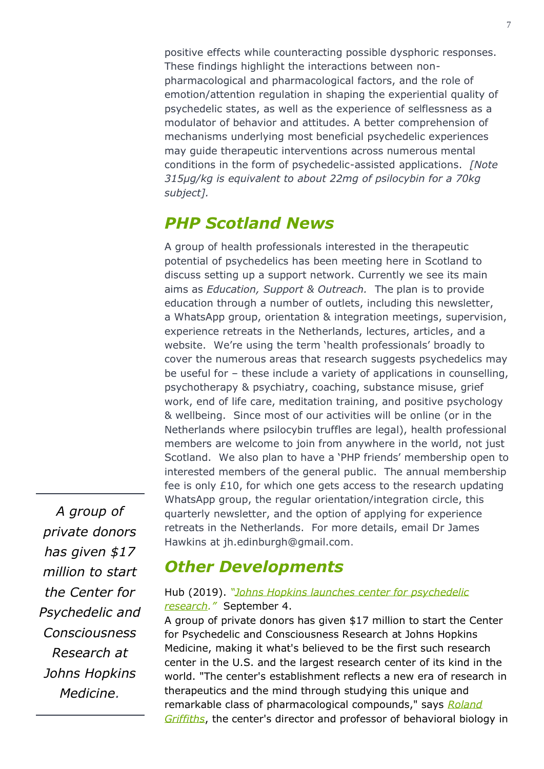positive effects while counteracting possible dysphoric responses. These findings highlight the interactions between non-pharmacological and pharmacological factors, and the role of emotion/attention regulation in shaping the experiential quality of psychedelic states, as well as the experience of selflessness as a modulator of behavior and attitudes. A better comprehension of mechanisms underlying most beneficial psychedelic experiences may guide therapeutic interventions across numerous mental conditions in the form of psychedelic-assisted applications. *[Note 315μg/kg is equivalent to about 22mg of psilocybin for a 70kg subject].*

## *PHP Scotland News*

A group of health professionals interested in the therapeutic potential of psychedelics has been meeting here in Scotland to discuss setting up a support network. Currently we see its main aims as *Education, Support & Outreach.* The plan is to provide education through a number of outlets, including this newsletter, a WhatsApp group, orientation & integration meetings, supervision, experience retreats in the Netherlands, lectures, articles, and a website. We're using the term 'health professionals' broadly to cover the numerous areas that research suggests psychedelics may be useful for – these include a variety of applications in counselling, psychotherapy & psychiatry, coaching, substance misuse, grief work, end of life care, meditation training, and positive psychology & wellbeing. Since most of our activities will be online (or in the Netherlands where psilocybin truffles are legal), health professional members are welcome to join from anywhere in the world, not just Scotland. We also plan to have a 'PHP friends' membership open to interested members of the general public. The annual membership fee is only £10, for which one gets access to the research updating WhatsApp group, the regular orientation/integration circle, this quarterly newsletter, and the option of applying for experience retreats in the Netherlands. For more details, email Dr James Hawkins at jh.edinburgh@gmail.com.

*A group of private donors has given $17 million to start the Center for Psychedelic and Consciousness Research at Johns Hopkins Medicine.*

## *Other Developments*

Hub (2019). *"Johns Hopkins launches center for psychedelic research."* September 4.

A group of private donors has given $17 million to start the Center for Psychedelic and Consciousness Research at Johns Hopkins Medicine, making it what's believed to be the first such research center in the U.S. and the largest research center of its kind in the world. "The center's establishment reflects a new era of research in therapeutics and the mind through studying this unique and remarkable class of pharmacological compounds," says Roland Griffiths, the center's director and professor of behavioral biology in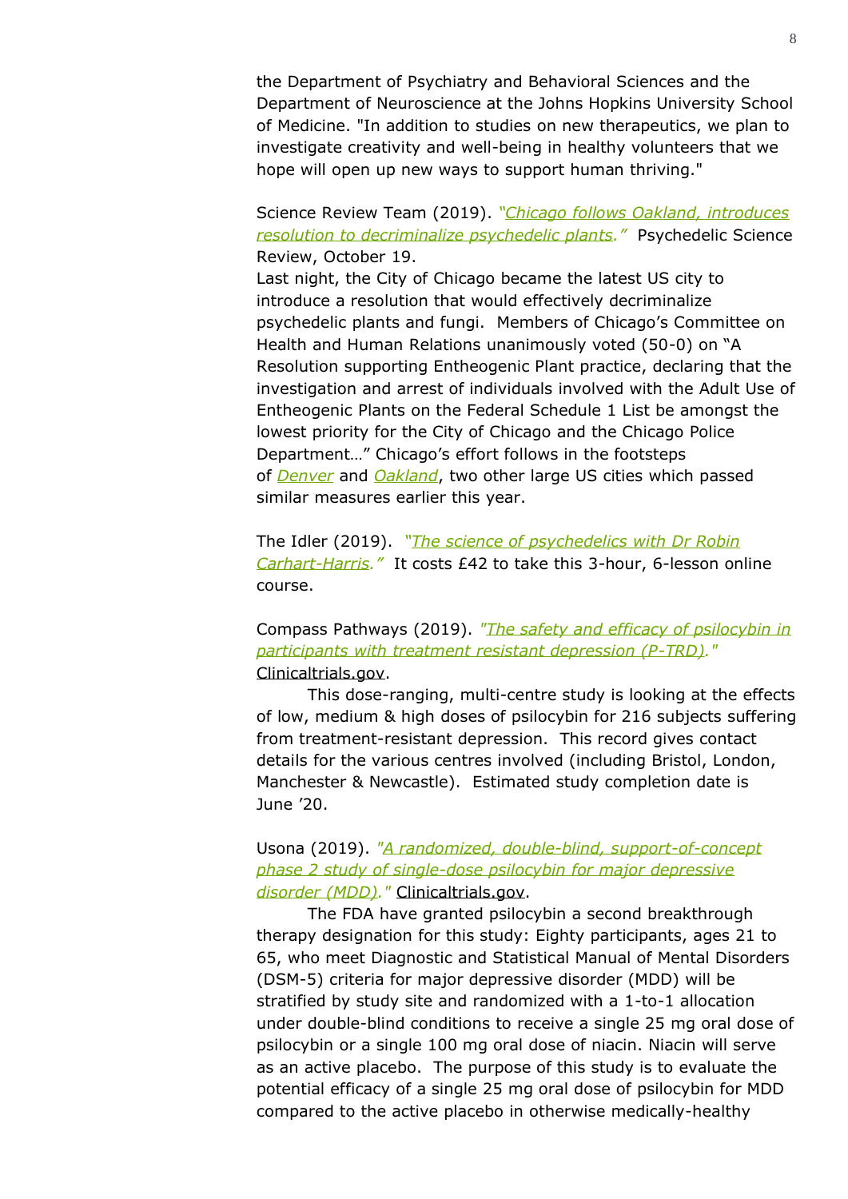the Department of Psychiatry and Behavioral Sciences and the Department of Neuroscience at the Johns Hopkins University School of Medicine. "In addition to studies on new therapeutics, we plan to investigate creativity and well-being in healthy volunteers that we hope will open up new ways to support human thriving."

Science Review Team (2019). *"Chicago follows Oakland, introduces resolution to decriminalize psychedelic plants."* Psychedelic Science Review, October 19.
Last night, the City of Chicago became the latest US city to introduce a resolution that would effectively decriminalize psychedelic plants and fungi. Members of Chicago's Committee on Health and Human Relations unanimously voted (50-0) on "A Resolution supporting Entheogenic Plant practice, declaring that the investigation and arrest of individuals involved with the Adult Use of Entheogenic Plants on the Federal Schedule 1 List be amongst the lowest priority for the City of Chicago and the Chicago Police Department…" Chicago's effort follows in the footsteps of *Denver* and *Oakland*, two other large US cities which passed similar measures earlier this year.

The Idler (2019). *"The science of psychedelics with Dr Robin Carhart-Harris."* It costs £42 to take this 3-hour, 6-lesson online course.

Compass Pathways (2019). *"The safety and efficacy of psilocybin in participants with treatment resistant depression (P-TRD)."* Clinicaltrials.gov.

This dose-ranging, multi-centre study is looking at the effects of low, medium & high doses of psilocybin for 216 subjects suffering from treatment-resistant depression. This record gives contact details for the various centres involved (including Bristol, London, Manchester & Newcastle). Estimated study completion date is June '20.

Usona (2019). *"A randomized, double-blind, support-of-concept phase 2 study of single-dose psilocybin for major depressive disorder (MDD)."* Clinicaltrials.gov.

The FDA have granted psilocybin a second breakthrough therapy designation for this study: Eighty participants, ages 21 to 65, who meet Diagnostic and Statistical Manual of Mental Disorders (DSM-5) criteria for major depressive disorder (MDD) will be stratified by study site and randomized with a 1-to-1 allocation under double-blind conditions to receive a single 25 mg oral dose of psilocybin or a single 100 mg oral dose of niacin. Niacin will serve as an active placebo. The purpose of this study is to evaluate the potential efficacy of a single 25 mg oral dose of psilocybin for MDD compared to the active placebo in otherwise medically-healthy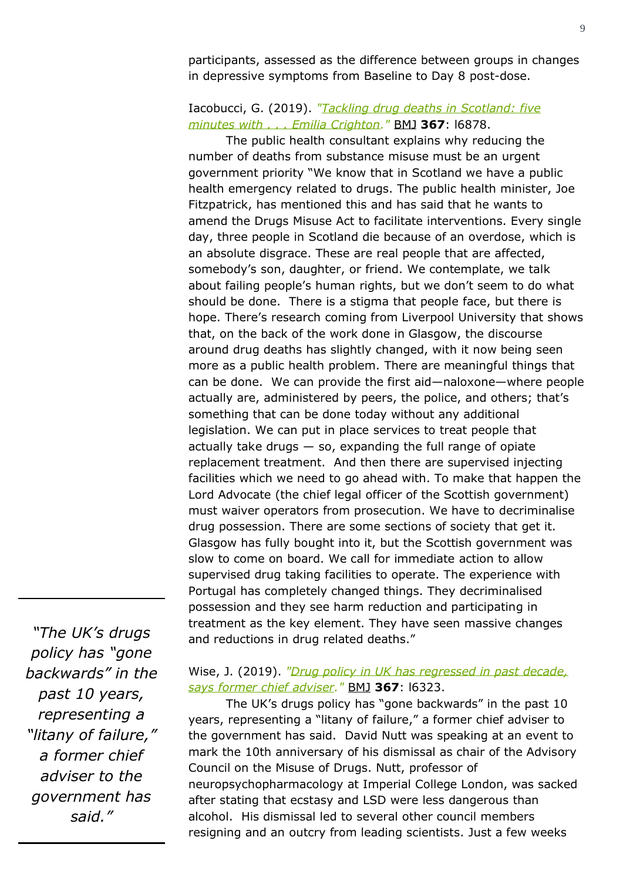participants, assessed as the difference between groups in changes in depressive symptoms from Baseline to Day 8 post-dose.

Iacobucci, G. (2019). *"Tackling drug deaths in Scotland: five minutes with . . . Emilia Crighton."* BMJ **367**: l6878.

The public health consultant explains why reducing the number of deaths from substance misuse must be an urgent government priority "We know that in Scotland we have a public health emergency related to drugs. The public health minister, Joe Fitzpatrick, has mentioned this and has said that he wants to amend the Drugs Misuse Act to facilitate interventions. Every single day, three people in Scotland die because of an overdose, which is an absolute disgrace. These are real people that are affected, somebody's son, daughter, or friend. We contemplate, we talk about failing people's human rights, but we don't seem to do what should be done. There is a stigma that people face, but there is hope. There's research coming from Liverpool University that shows that, on the back of the work done in Glasgow, the discourse around drug deaths has slightly changed, with it now being seen more as a public health problem. There are meaningful things that can be done. We can provide the first aid—naloxone—where people actually are, administered by peers, the police, and others; that's something that can be done today without any additional legislation. We can put in place services to treat people that actually take drugs — so, expanding the full range of opiate replacement treatment. And then there are supervised injecting facilities which we need to go ahead with. To make that happen the Lord Advocate (the chief legal officer of the Scottish government) must waiver operators from prosecution. We have to decriminalise drug possession. There are some sections of society that get it. Glasgow has fully bought into it, but the Scottish government was slow to come on board. We call for immediate action to allow supervised drug taking facilities to operate. The experience with Portugal has completely changed things. They decriminalised possession and they see harm reduction and participating in treatment as the key element. They have seen massive changes and reductions in drug related deaths."

> *"The UK's drugs policy has "gone backwards" in the past 10 years, representing a "litany of failure," a former chief adviser to the government has said."*

Wise, J. (2019). *"Drug policy in UK has regressed in past decade, says former chief adviser."* BMJ **367**: l6323.

The UK's drugs policy has "gone backwards" in the past 10 years, representing a "litany of failure," a former chief adviser to the government has said. David Nutt was speaking at an event to mark the 10th anniversary of his dismissal as chair of the Advisory Council on the Misuse of Drugs. Nutt, professor of neuropsychopharmacology at Imperial College London, was sacked after stating that ecstasy and LSD were less dangerous than alcohol. His dismissal led to several other council members resigning and an outcry from leading scientists. Just a few weeks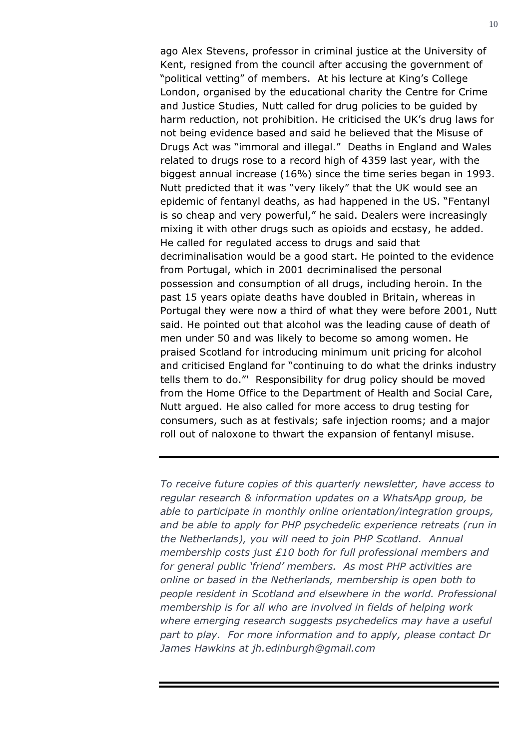ago Alex Stevens, professor in criminal justice at the University of Kent, resigned from the council after accusing the government of "political vetting" of members. At his lecture at King's College London, organised by the educational charity the Centre for Crime and Justice Studies, Nutt called for drug policies to be guided by harm reduction, not prohibition. He criticised the UK's drug laws for not being evidence based and said he believed that the Misuse of Drugs Act was "immoral and illegal." Deaths in England and Wales related to drugs rose to a record high of 4359 last year, with the biggest annual increase (16%) since the time series began in 1993. Nutt predicted that it was "very likely" that the UK would see an epidemic of fentanyl deaths, as had happened in the US. "Fentanyl is so cheap and very powerful," he said. Dealers were increasingly mixing it with other drugs such as opioids and ecstasy, he added. He called for regulated access to drugs and said that decriminalisation would be a good start. He pointed to the evidence from Portugal, which in 2001 decriminalised the personal possession and consumption of all drugs, including heroin. In the past 15 years opiate deaths have doubled in Britain, whereas in Portugal they were now a third of what they were before 2001, Nutt said. He pointed out that alcohol was the leading cause of death of men under 50 and was likely to become so among women. He praised Scotland for introducing minimum unit pricing for alcohol and criticised England for "continuing to do what the drinks industry tells them to do."' Responsibility for drug policy should be moved from the Home Office to the Department of Health and Social Care, Nutt argued. He also called for more access to drug testing for consumers, such as at festivals; safe injection rooms; and a major roll out of naloxone to thwart the expansion of fentanyl misuse.

---

*To receive future copies of this quarterly newsletter, have access to regular research & information updates on a WhatsApp group, be able to participate in monthly online orientation/integration groups, and be able to apply for PHP psychedelic experience retreats (run in the Netherlands), you will need to join PHP Scotland. Annual membership costs just £10 both for full professional members and for general public 'friend' members. As most PHP activities are online or based in the Netherlands, membership is open both to people resident in Scotland and elsewhere in the world. Professional membership is for all who are involved in fields of helping work where emerging research suggests psychedelics may have a useful part to play. For more information and to apply, please contact Dr James Hawkins at jh.edinburgh@gmail.com*

---